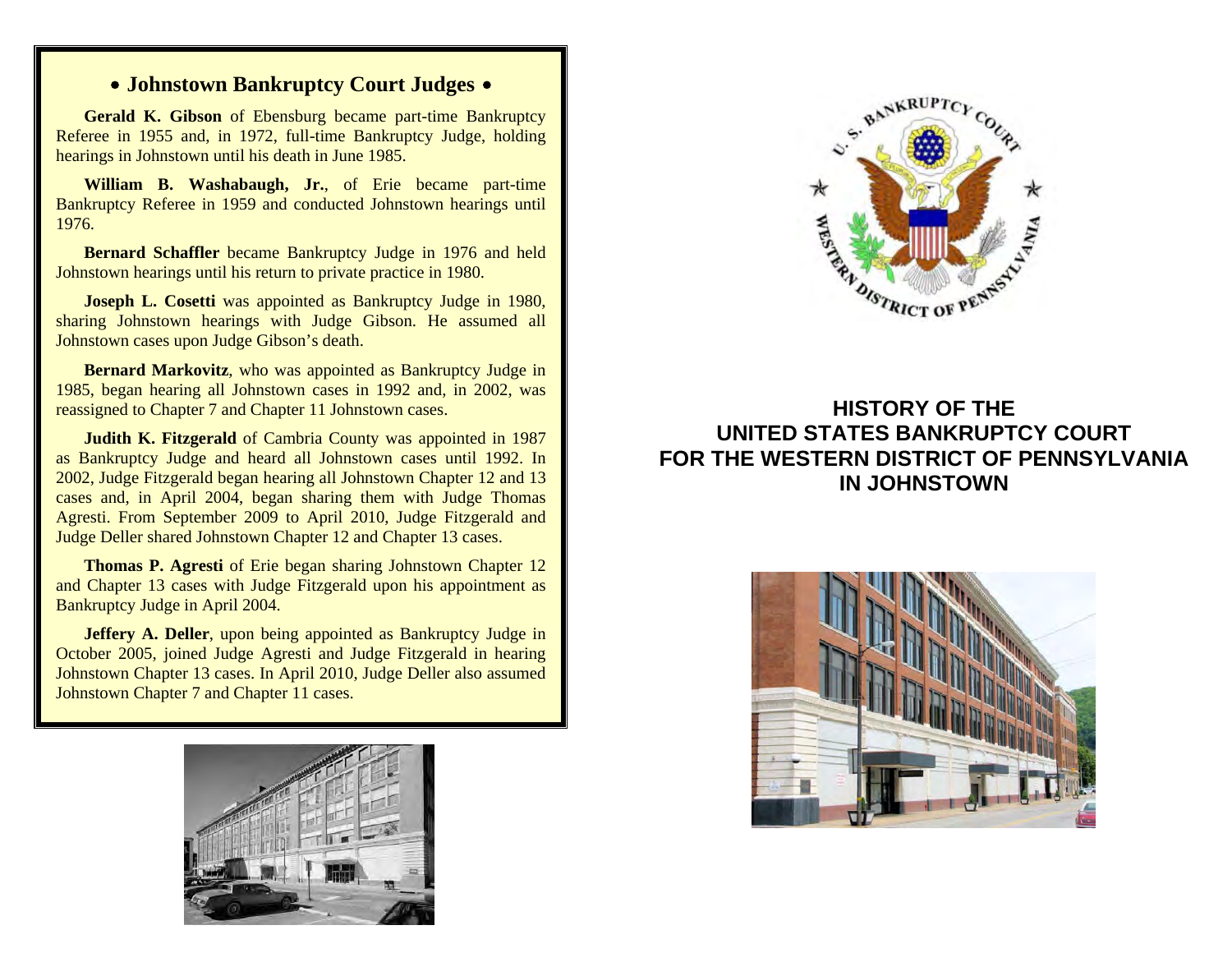## • Johnstown Bankruptcy Court Judges •

**Gerald K. Gibson** of Ebensburg became part-time Bankruptcy Referee in 1955 and, in 1972, full-time Bankruptcy Judge, holding hearings in Johnstown until his death in June 1985.

**William B. Washabaugh, Jr.**, of Erie became part-time Bankruptcy Referee in 1959 and conducted Johnstown hearings until 1976.

**Bernard Schaffler** became Bankruptcy Judge in 1976 and held Johnstown hearings until his return to private practice in 1980.

**Joseph L. Cosetti** was appointed as Bankruptcy Judge in 1980, sharing Johnstown hearings with Judge Gibson. He assumed all Johnstown cases upon Judge Gibson's death.

**Bernard Markovitz**, who was appointed as Bankruptcy Judge in 1985, began hearing all Johnstown cases in 1992 and, in 2002, was reassigned to Chapter 7 and Chapter 11 Johnstown cases.

**Judith K. Fitzgerald** of Cambria County was appointed in 1987 as Bankruptcy Judge and heard all Johnstown cases until 1992. In 2002, Judge Fitzgerald began hearing all Johnstown Chapter 12 and 13 cases and, in April 2004, began sharing them with Judge Thomas Agresti. From September 2009 to April 2010, Judge Fitzgerald and Judge Deller shared Johnstown Chapter 12 and Chapter 13 cases.

**Thomas P. Agresti** of Erie began sharing Johnstown Chapter 12 and Chapter 13 cases with Judge Fitzgerald upon his appointment as Bankruptcy Judge in April 2004.

**Jeffery A. Deller**, upon being appointed as Bankruptcy Judge in October 2005, joined Judge Agresti and Judge Fitzgerald in hearing Johnstown Chapter 13 cases. In April 2010, Judge Deller also assumed Johnstown Chapter 7 and Chapter 11 cases.

# HISTORY OF THE UNITED STATES BANKRUPTCY COURT FOR THE WESTERN DISTRICT OF PENNSYLVANIA IN JOHNSTOWN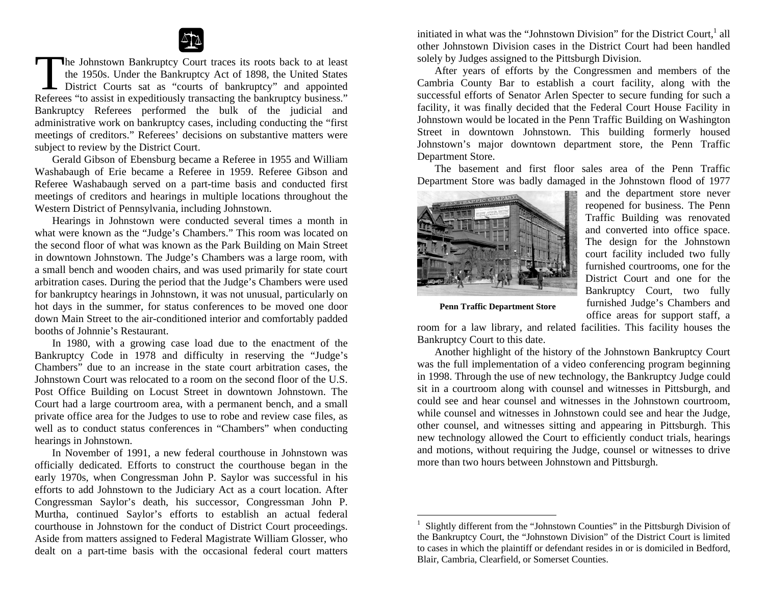The Johnstown Bankruptcy Court traces its roots back to at least the 1950s. Under the Bankruptcy Act of 1898, the United States District Courts sat as "courts of bankruptcy" and appointed Referees "to assist in expeditiously transacting the bankruptcy business." Bankruptcy Referees performed the bulk of the judicial and administrative work on bankruptcy cases, including conducting the "first meetings of creditors." Referees' decisions on substantive matters were subject to review by the District Court.

Gerald Gibson of Ebensburg became a Referee in 1955 and William Washabaugh of Erie became a Referee in 1959. Referee Gibson and Referee Washabaugh served on a part-time basis and conducted first meetings of creditors and hearings in multiple locations throughout the Western District of Pennsylvania, including Johnstown.

Hearings in Johnstown were conducted several times a month in what were known as the "Judge's Chambers." This room was located on the second floor of what was known as the Park Building on Main Street in downtown Johnstown. The Judge's Chambers was a large room, with a small bench and wooden chairs, and was used primarily for state court arbitration cases. During the period that the Judge's Chambers were used for bankruptcy hearings in Johnstown, it was not unusual, particularly on hot days in the summer, for status conferences to be moved one door down Main Street to the air-conditioned interior and comfortably padded booths of Johnnie's Restaurant.

In 1980, with a growing case load due to the enactment of the Bankruptcy Code in 1978 and difficulty in reserving the "Judge's Chambers" due to an increase in the state court arbitration cases, the Johnstown Court was relocated to a room on the second floor of the U.S. Post Office Building on Locust Street in downtown Johnstown. The Court had a large courtroom area, with a permanent bench, and a small private office area for the Judges to use to robe and review case files, as well as to conduct status conferences in "Chambers" when conducting hearings in Johnstown.

In November of 1991, a new federal courthouse in Johnstown was officially dedicated. Efforts to construct the courthouse began in the early 1970s, when Congressman John P. Saylor was successful in his efforts to add Johnstown to the Judiciary Act as a court location. After Congressman Saylor's death, his successor, Congressman John P. Murtha, continued Saylor's efforts to establish an actual federal courthouse in Johnstown for the conduct of District Court proceedings. Aside from matters assigned to Federal Magistrate William Glosser, who dealt on a part-time basis with the occasional federal court matters initiated in what was the "Johnstown Division" for the District Court,[1] all other Johnstown Division cases in the District Court had been handled solely by Judges assigned to the Pittsburgh Division.

After years of efforts by the Congressmen and members of the Cambria County Bar to establish a court facility, along with the successful efforts of Senator Arlen Specter to secure funding for such a facility, it was finally decided that the Federal Court House Facility in Johnstown would be located in the Penn Traffic Building on Washington Street in downtown Johnstown. This building formerly housed Johnstown's major downtown department store, the Penn Traffic Department Store.

The basement and first floor sales area of the Penn Traffic Department Store was badly damaged in the Johnstown flood of 1977 and the department store never reopened for business. The Penn Traffic Building was renovated and converted into office space. The design for the Johnstown court facility included two fully furnished courtrooms, one for the District Court and one for the Bankruptcy Court, two fully furnished Judge's Chambers and office areas for support staff, a room for a law library, and related facilities. This facility houses the Bankruptcy Court to this date.

**Penn Traffic Department Store**

Another highlight of the history of the Johnstown Bankruptcy Court was the full implementation of a video conferencing program beginning in 1998. Through the use of new technology, the Bankruptcy Judge could sit in a courtroom along with counsel and witnesses in Pittsburgh, and could see and hear counsel and witnesses in the Johnstown courtroom, while counsel and witnesses in Johnstown could see and hear the Judge, other counsel, and witnesses sitting and appearing in Pittsburgh. This new technology allowed the Court to efficiently conduct trials, hearings and motions, without requiring the Judge, counsel or witnesses to drive more than two hours between Johnstown and Pittsburgh.

---

[1] Slightly different from the "Johnstown Counties" in the Pittsburgh Division of the Bankruptcy Court, the "Johnstown Division" of the District Court is limited to cases in which the plaintiff or defendant resides in or is domiciled in Bedford, Blair, Cambria, Clearfield, or Somerset Counties.